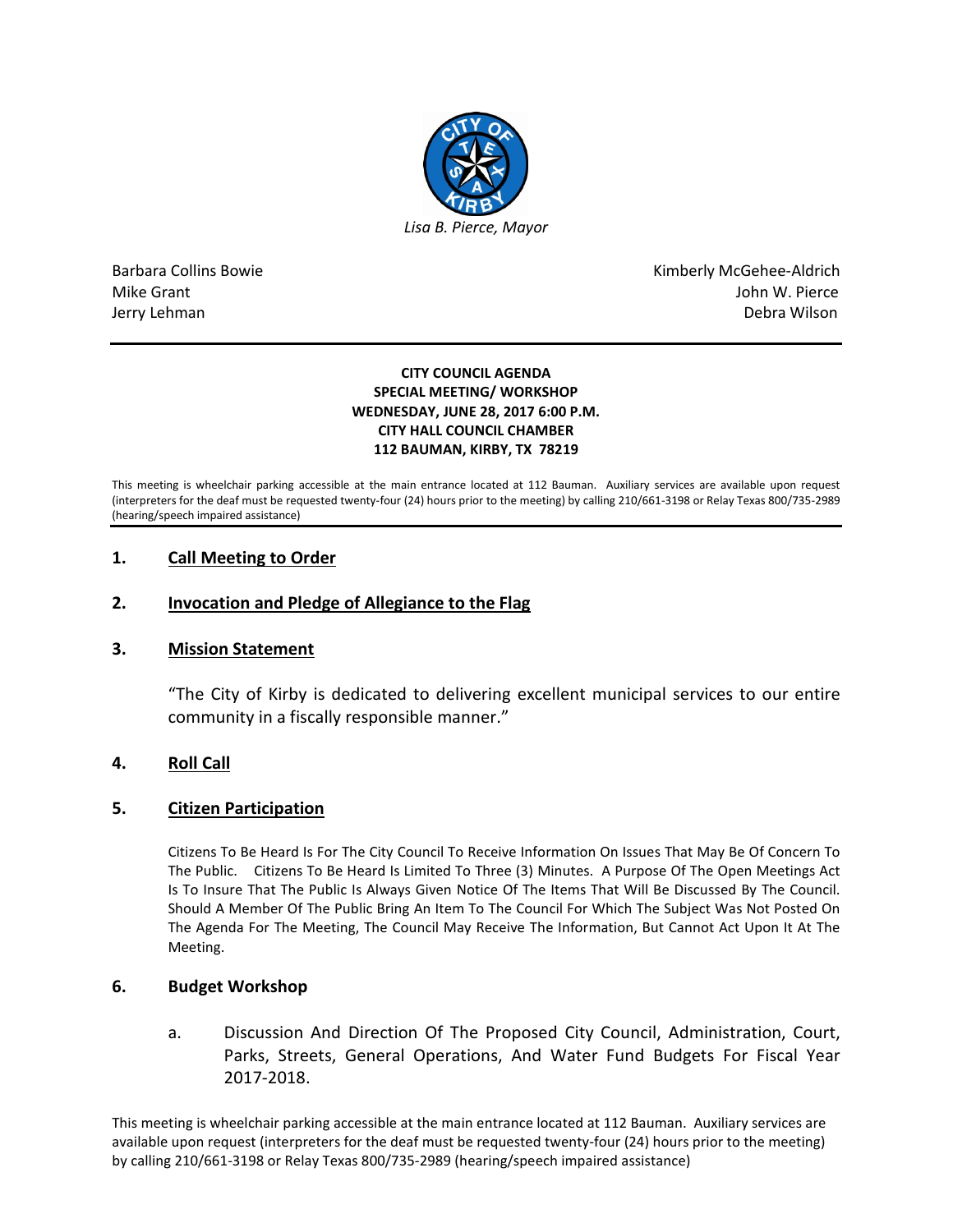*Lisa B. Pierce, Mayor*

Barbara Collins Bowie
Mike Grant
Jerry Lehman

Kimberly McGehee-Aldrich
John W. Pierce
Debra Wilson

**CITY COUNCIL AGENDA**
**SPECIAL MEETING/ WORKSHOP**
**WEDNESDAY, JUNE 28, 2017 6:00 P.M.**
**CITY HALL COUNCIL CHAMBER**
**112 BAUMAN, KIRBY, TX 78219**

This meeting is wheelchair parking accessible at the main entrance located at 112 Bauman. Auxiliary services are available upon request (interpreters for the deaf must be requested twenty-four (24) hours prior to the meeting) by calling 210/661-3198 or Relay Texas 800/735-2989 (hearing/speech impaired assistance)

## 1. Call Meeting to Order

## 2. Invocation and Pledge of Allegiance to the Flag

## 3. Mission Statement

"The City of Kirby is dedicated to delivering excellent municipal services to our entire community in a fiscally responsible manner."

## 4. Roll Call

## 5. Citizen Participation

Citizens To Be Heard Is For The City Council To Receive Information On Issues That May Be Of Concern To The Public. Citizens To Be Heard Is Limited To Three (3) Minutes. A Purpose Of The Open Meetings Act Is To Insure That The Public Is Always Given Notice Of The Items That Will Be Discussed By The Council. Should A Member Of The Public Bring An Item To The Council For Which The Subject Was Not Posted On The Agenda For The Meeting, The Council May Receive The Information, But Cannot Act Upon It At The Meeting.

## 6. Budget Workshop

a. Discussion And Direction Of The Proposed City Council, Administration, Court, Parks, Streets, General Operations, And Water Fund Budgets For Fiscal Year 2017-2018.

This meeting is wheelchair parking accessible at the main entrance located at 112 Bauman. Auxiliary services are available upon request (interpreters for the deaf must be requested twenty-four (24) hours prior to the meeting) by calling 210/661-3198 or Relay Texas 800/735-2989 (hearing/speech impaired assistance)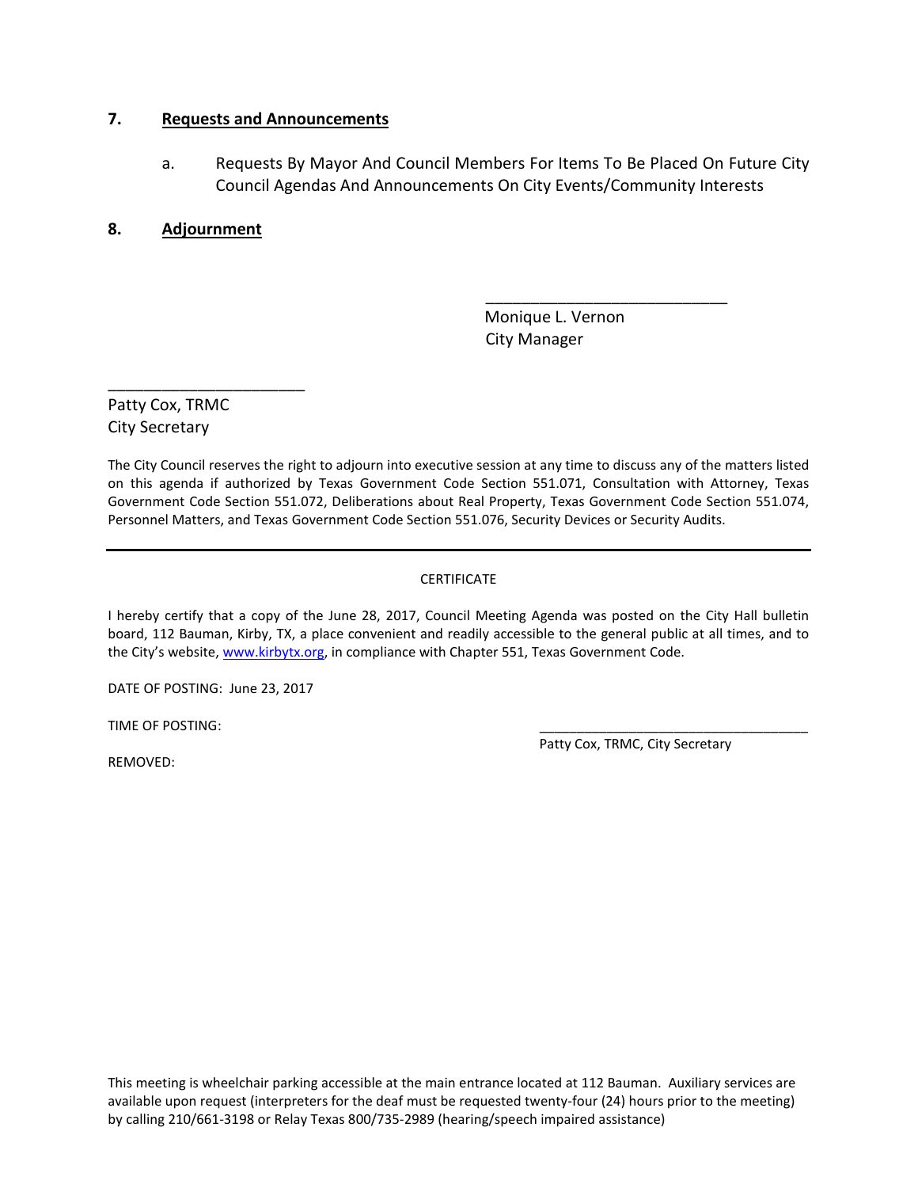## 7. Requests and Announcements

a. Requests By Mayor And Council Members For Items To Be Placed On Future City Council Agendas And Announcements On City Events/Community Interests

## 8. Adjournment

\_\_\_\_\_\_\_\_\_\_\_\_\_\_\_\_\_\_\_\_\_\_\_\_\_\_\_\_

Monique L. Vernon
City Manager

\_\_\_\_\_\_\_\_\_\_\_\_\_\_\_\_\_\_\_\_\_\_\_

Patty Cox, TRMC
City Secretary

The City Council reserves the right to adjourn into executive session at any time to discuss any of the matters listed on this agenda if authorized by Texas Government Code Section 551.071, Consultation with Attorney, Texas Government Code Section 551.072, Deliberations about Real Property, Texas Government Code Section 551.074, Personnel Matters, and Texas Government Code Section 551.076, Security Devices or Security Audits.

---

CERTIFICATE

I hereby certify that a copy of the June 28, 2017, Council Meeting Agenda was posted on the City Hall bulletin board, 112 Bauman, Kirby, TX, a place convenient and readily accessible to the general public at all times, and to the City's website, www.kirbytx.org, in compliance with Chapter 551, Texas Government Code.

DATE OF POSTING: June 23, 2017

TIME OF POSTING:

\_\_\_\_\_\_\_\_\_\_\_\_\_\_\_\_\_\_\_\_\_\_\_\_\_\_\_\_\_\_\_\_\_\_\_\_

Patty Cox, TRMC, City Secretary

REMOVED:

This meeting is wheelchair parking accessible at the main entrance located at 112 Bauman. Auxiliary services are available upon request (interpreters for the deaf must be requested twenty-four (24) hours prior to the meeting) by calling 210/661-3198 or Relay Texas 800/735-2989 (hearing/speech impaired assistance)